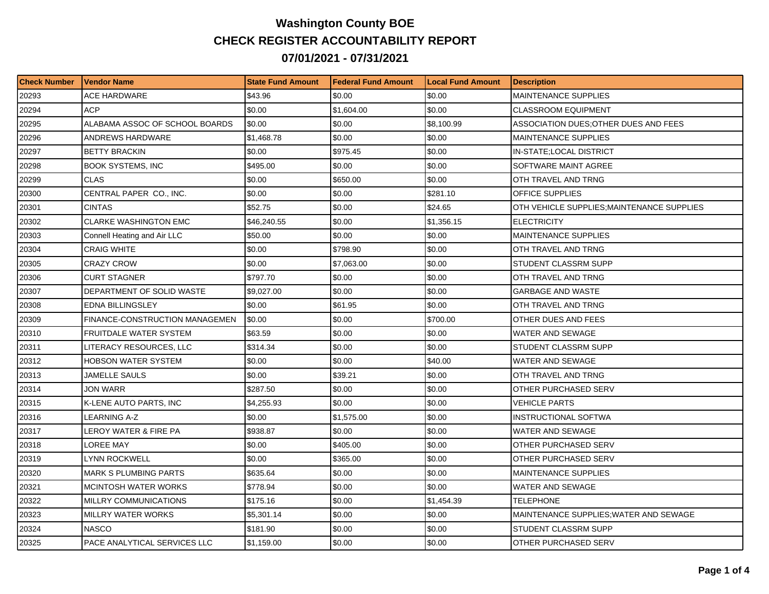# Washington County BOE

## CHECK REGISTER ACCOUNTABILITY REPORT

## 07/01/2021 - 07/31/2021

| Check Number | Vendor Name | State Fund Amount | Federal Fund Amount | Local Fund Amount | Description |
|---|---|---|---|---|---|
| 20293 | ACE HARDWARE | $43.96 | $0.00 | $0.00 | MAINTENANCE SUPPLIES |
| 20294 | ACP | $0.00 | $1,604.00 | $0.00 | CLASSROOM EQUIPMENT |
| 20295 | ALABAMA ASSOC OF SCHOOL BOARDS | $0.00 | $0.00 | $8,100.99 | ASSOCIATION DUES;OTHER DUES AND FEES |
| 20296 | ANDREWS HARDWARE | $1,468.78 | $0.00 | $0.00 | MAINTENANCE SUPPLIES |
| 20297 | BETTY BRACKIN | $0.00 | $975.45 | $0.00 | IN-STATE;LOCAL DISTRICT |
| 20298 | BOOK SYSTEMS, INC | $495.00 | $0.00 | $0.00 | SOFTWARE MAINT AGREE |
| 20299 | CLAS | $0.00 | $650.00 | $0.00 | OTH TRAVEL AND TRNG |
| 20300 | CENTRAL PAPER CO., INC. | $0.00 | $0.00 | $281.10 | OFFICE SUPPLIES |
| 20301 | CINTAS | $52.75 | $0.00 | $24.65 | OTH VEHICLE SUPPLIES;MAINTENANCE SUPPLIES |
| 20302 | CLARKE WASHINGTON EMC | $46,240.55 | $0.00 | $1,356.15 | ELECTRICITY |
| 20303 | Connell Heating and Air LLC | $50.00 | $0.00 | $0.00 | MAINTENANCE SUPPLIES |
| 20304 | CRAIG WHITE | $0.00 | $798.90 | $0.00 | OTH TRAVEL AND TRNG |
| 20305 | CRAZY CROW | $0.00 | $7,063.00 | $0.00 | STUDENT CLASSRM SUPP |
| 20306 | CURT STAGNER | $797.70 | $0.00 | $0.00 | OTH TRAVEL AND TRNG |
| 20307 | DEPARTMENT OF SOLID WASTE | $9,027.00 | $0.00 | $0.00 | GARBAGE AND WASTE |
| 20308 | EDNA BILLINGSLEY | $0.00 | $61.95 | $0.00 | OTH TRAVEL AND TRNG |
| 20309 | FINANCE-CONSTRUCTION MANAGEMEN | $0.00 | $0.00 | $700.00 | OTHER DUES AND FEES |
| 20310 | FRUITDALE WATER SYSTEM | $63.59 | $0.00 | $0.00 | WATER AND SEWAGE |
| 20311 | LITERACY RESOURCES, LLC | $314.34 | $0.00 | $0.00 | STUDENT CLASSRM SUPP |
| 20312 | HOBSON WATER SYSTEM | $0.00 | $0.00 | $40.00 | WATER AND SEWAGE |
| 20313 | JAMELLE SAULS | $0.00 | $39.21 | $0.00 | OTH TRAVEL AND TRNG |
| 20314 | JON WARR | $287.50 | $0.00 | $0.00 | OTHER PURCHASED SERV |
| 20315 | K-LENE AUTO PARTS, INC | $4,255.93 | $0.00 | $0.00 | VEHICLE PARTS |
| 20316 | LEARNING A-Z | $0.00 | $1,575.00 | $0.00 | INSTRUCTIONAL SOFTWA |
| 20317 | LEROY WATER & FIRE PA | $938.87 | $0.00 | $0.00 | WATER AND SEWAGE |
| 20318 | LOREE MAY | $0.00 | $405.00 | $0.00 | OTHER PURCHASED SERV |
| 20319 | LYNN ROCKWELL | $0.00 | $365.00 | $0.00 | OTHER PURCHASED SERV |
| 20320 | MARK S PLUMBING PARTS | $635.64 | $0.00 | $0.00 | MAINTENANCE SUPPLIES |
| 20321 | MCINTOSH WATER WORKS | $778.94 | $0.00 | $0.00 | WATER AND SEWAGE |
| 20322 | MILLRY COMMUNICATIONS | $175.16 | $0.00 | $1,454.39 | TELEPHONE |
| 20323 | MILLRY WATER WORKS | $5,301.14 | $0.00 | $0.00 | MAINTENANCE SUPPLIES;WATER AND SEWAGE |
| 20324 | NASCO | $181.90 | $0.00 | $0.00 | STUDENT CLASSRM SUPP |
| 20325 | PACE ANALYTICAL SERVICES LLC | $1,159.00 | $0.00 | $0.00 | OTHER PURCHASED SERV |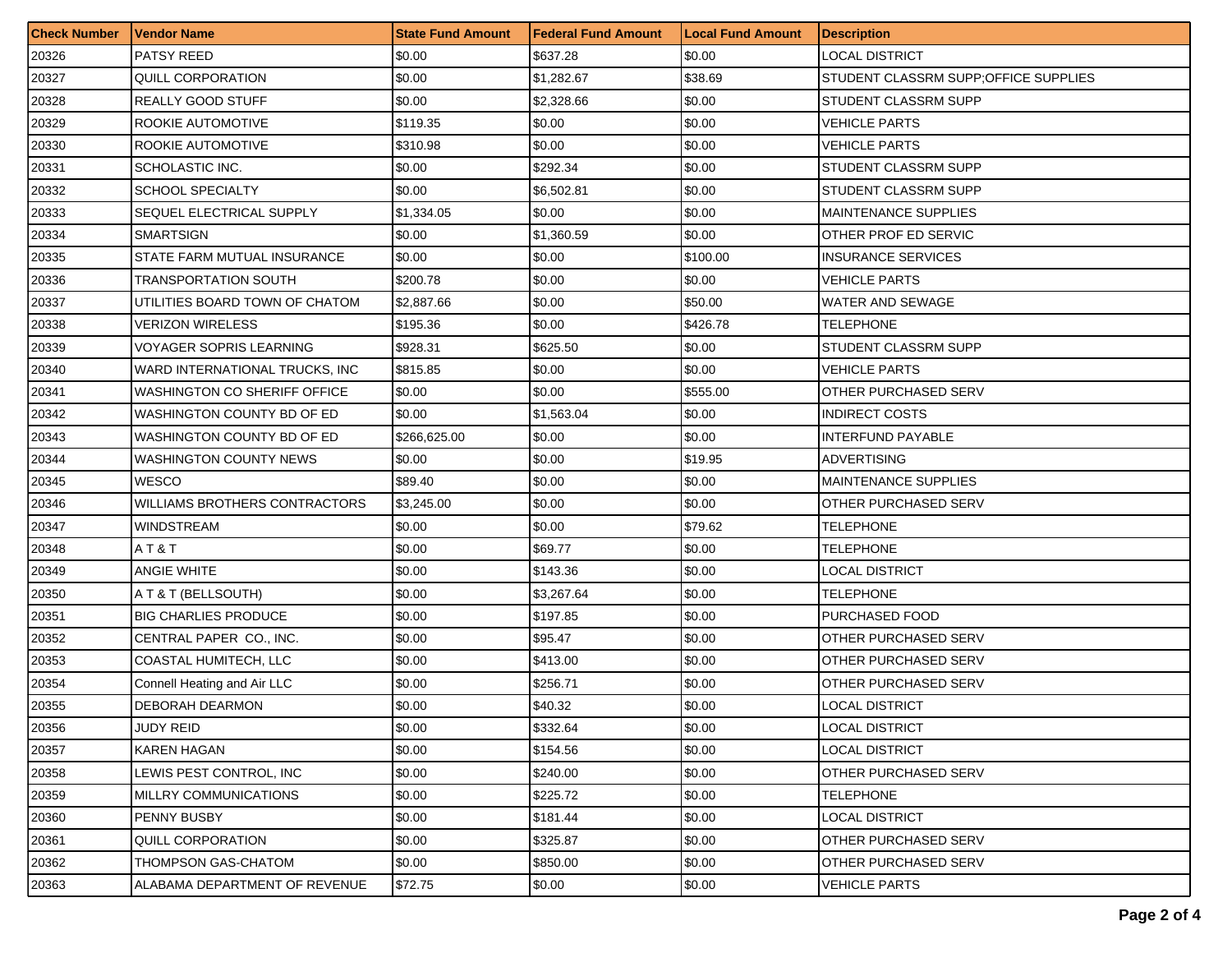| Check Number | Vendor Name | State Fund Amount | Federal Fund Amount | Local Fund Amount | Description |
|---|---|---|---|---|---|
| 20326 | PATSY REED | $0.00 | $637.28 | $0.00 | LOCAL DISTRICT |
| 20327 | QUILL CORPORATION | $0.00 | $1,282.67 | $38.69 | STUDENT CLASSRM SUPP;OFFICE SUPPLIES |
| 20328 | REALLY GOOD STUFF | $0.00 | $2,328.66 | $0.00 | STUDENT CLASSRM SUPP |
| 20329 | ROOKIE AUTOMOTIVE | $119.35 | $0.00 | $0.00 | VEHICLE PARTS |
| 20330 | ROOKIE AUTOMOTIVE | $310.98 | $0.00 | $0.00 | VEHICLE PARTS |
| 20331 | SCHOLASTIC INC. | $0.00 | $292.34 | $0.00 | STUDENT CLASSRM SUPP |
| 20332 | SCHOOL SPECIALTY | $0.00 | $6,502.81 | $0.00 | STUDENT CLASSRM SUPP |
| 20333 | SEQUEL ELECTRICAL SUPPLY | $1,334.05 | $0.00 | $0.00 | MAINTENANCE SUPPLIES |
| 20334 | SMARTSIGN | $0.00 | $1,360.59 | $0.00 | OTHER PROF ED SERVIC |
| 20335 | STATE FARM MUTUAL INSURANCE | $0.00 | $0.00 | $100.00 | INSURANCE SERVICES |
| 20336 | TRANSPORTATION SOUTH | $200.78 | $0.00 | $0.00 | VEHICLE PARTS |
| 20337 | UTILITIES BOARD TOWN OF CHATOM | $2,887.66 | $0.00 | $50.00 | WATER AND SEWAGE |
| 20338 | VERIZON WIRELESS | $195.36 | $0.00 | $426.78 | TELEPHONE |
| 20339 | VOYAGER SOPRIS LEARNING | $928.31 | $625.50 | $0.00 | STUDENT CLASSRM SUPP |
| 20340 | WARD INTERNATIONAL TRUCKS, INC | $815.85 | $0.00 | $0.00 | VEHICLE PARTS |
| 20341 | WASHINGTON CO SHERIFF OFFICE | $0.00 | $0.00 | $555.00 | OTHER PURCHASED SERV |
| 20342 | WASHINGTON COUNTY BD OF ED | $0.00 | $1,563.04 | $0.00 | INDIRECT COSTS |
| 20343 | WASHINGTON COUNTY BD OF ED | $266,625.00 | $0.00 | $0.00 | INTERFUND PAYABLE |
| 20344 | WASHINGTON COUNTY NEWS | $0.00 | $0.00 | $19.95 | ADVERTISING |
| 20345 | WESCO | $89.40 | $0.00 | $0.00 | MAINTENANCE SUPPLIES |
| 20346 | WILLIAMS BROTHERS CONTRACTORS | $3,245.00 | $0.00 | $0.00 | OTHER PURCHASED SERV |
| 20347 | WINDSTREAM | $0.00 | $0.00 | $79.62 | TELEPHONE |
| 20348 | A T & T | $0.00 | $69.77 | $0.00 | TELEPHONE |
| 20349 | ANGIE WHITE | $0.00 | $143.36 | $0.00 | LOCAL DISTRICT |
| 20350 | A T & T (BELLSOUTH) | $0.00 | $3,267.64 | $0.00 | TELEPHONE |
| 20351 | BIG CHARLIES PRODUCE | $0.00 | $197.85 | $0.00 | PURCHASED FOOD |
| 20352 | CENTRAL PAPER CO., INC. | $0.00 | $95.47 | $0.00 | OTHER PURCHASED SERV |
| 20353 | COASTAL HUMITECH, LLC | $0.00 | $413.00 | $0.00 | OTHER PURCHASED SERV |
| 20354 | Connell Heating and Air LLC | $0.00 | $256.71 | $0.00 | OTHER PURCHASED SERV |
| 20355 | DEBORAH DEARMON | $0.00 | $40.32 | $0.00 | LOCAL DISTRICT |
| 20356 | JUDY REID | $0.00 | $332.64 | $0.00 | LOCAL DISTRICT |
| 20357 | KAREN HAGAN | $0.00 | $154.56 | $0.00 | LOCAL DISTRICT |
| 20358 | LEWIS PEST CONTROL, INC | $0.00 | $240.00 | $0.00 | OTHER PURCHASED SERV |
| 20359 | MILLRY COMMUNICATIONS | $0.00 | $225.72 | $0.00 | TELEPHONE |
| 20360 | PENNY BUSBY | $0.00 | $181.44 | $0.00 | LOCAL DISTRICT |
| 20361 | QUILL CORPORATION | $0.00 | $325.87 | $0.00 | OTHER PURCHASED SERV |
| 20362 | THOMPSON GAS-CHATOM | $0.00 | $850.00 | $0.00 | OTHER PURCHASED SERV |
| 20363 | ALABAMA DEPARTMENT OF REVENUE | $72.75 | $0.00 | $0.00 | VEHICLE PARTS |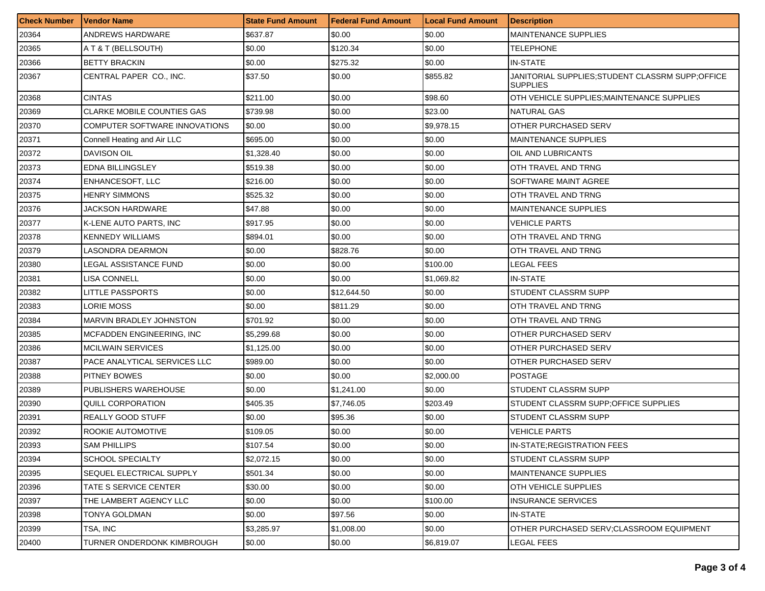| Check Number | Vendor Name | State Fund Amount | Federal Fund Amount | Local Fund Amount | Description |
|---|---|---|---|---|---|
| 20364 | ANDREWS HARDWARE | $637.87 | $0.00 | $0.00 | MAINTENANCE SUPPLIES |
| 20365 | A T & T (BELLSOUTH) | $0.00 | $120.34 | $0.00 | TELEPHONE |
| 20366 | BETTY BRACKIN | $0.00 | $275.32 | $0.00 | IN-STATE |
| 20367 | CENTRAL PAPER CO., INC. | $37.50 | $0.00 | $855.82 | JANITORIAL SUPPLIES;STUDENT CLASSRM SUPP;OFFICE SUPPLIES |
| 20368 | CINTAS | $211.00 | $0.00 | $98.60 | OTH VEHICLE SUPPLIES;MAINTENANCE SUPPLIES |
| 20369 | CLARKE MOBILE COUNTIES GAS | $739.98 | $0.00 | $23.00 | NATURAL GAS |
| 20370 | COMPUTER SOFTWARE INNOVATIONS | $0.00 | $0.00 | $9,978.15 | OTHER PURCHASED SERV |
| 20371 | Connell Heating and Air LLC | $695.00 | $0.00 | $0.00 | MAINTENANCE SUPPLIES |
| 20372 | DAVISON OIL | $1,328.40 | $0.00 | $0.00 | OIL AND LUBRICANTS |
| 20373 | EDNA BILLINGSLEY | $519.38 | $0.00 | $0.00 | OTH TRAVEL AND TRNG |
| 20374 | ENHANCESOFT, LLC | $216.00 | $0.00 | $0.00 | SOFTWARE MAINT AGREE |
| 20375 | HENRY SIMMONS | $525.32 | $0.00 | $0.00 | OTH TRAVEL AND TRNG |
| 20376 | JACKSON HARDWARE | $47.88 | $0.00 | $0.00 | MAINTENANCE SUPPLIES |
| 20377 | K-LENE AUTO PARTS, INC | $917.95 | $0.00 | $0.00 | VEHICLE PARTS |
| 20378 | KENNEDY WILLIAMS | $894.01 | $0.00 | $0.00 | OTH TRAVEL AND TRNG |
| 20379 | LASONDRA DEARMON | $0.00 | $828.76 | $0.00 | OTH TRAVEL AND TRNG |
| 20380 | LEGAL ASSISTANCE FUND | $0.00 | $0.00 | $100.00 | LEGAL FEES |
| 20381 | LISA CONNELL | $0.00 | $0.00 | $1,069.82 | IN-STATE |
| 20382 | LITTLE PASSPORTS | $0.00 | $12,644.50 | $0.00 | STUDENT CLASSRM SUPP |
| 20383 | LORIE MOSS | $0.00 | $811.29 | $0.00 | OTH TRAVEL AND TRNG |
| 20384 | MARVIN BRADLEY JOHNSTON | $701.92 | $0.00 | $0.00 | OTH TRAVEL AND TRNG |
| 20385 | MCFADDEN ENGINEERING, INC | $5,299.68 | $0.00 | $0.00 | OTHER PURCHASED SERV |
| 20386 | MCILWAIN SERVICES | $1,125.00 | $0.00 | $0.00 | OTHER PURCHASED SERV |
| 20387 | PACE ANALYTICAL SERVICES LLC | $989.00 | $0.00 | $0.00 | OTHER PURCHASED SERV |
| 20388 | PITNEY BOWES | $0.00 | $0.00 | $2,000.00 | POSTAGE |
| 20389 | PUBLISHERS WAREHOUSE | $0.00 | $1,241.00 | $0.00 | STUDENT CLASSRM SUPP |
| 20390 | QUILL CORPORATION | $405.35 | $7,746.05 | $203.49 | STUDENT CLASSRM SUPP;OFFICE SUPPLIES |
| 20391 | REALLY GOOD STUFF | $0.00 | $95.36 | $0.00 | STUDENT CLASSRM SUPP |
| 20392 | ROOKIE AUTOMOTIVE | $109.05 | $0.00 | $0.00 | VEHICLE PARTS |
| 20393 | SAM PHILLIPS | $107.54 | $0.00 | $0.00 | IN-STATE;REGISTRATION FEES |
| 20394 | SCHOOL SPECIALTY | $2,072.15 | $0.00 | $0.00 | STUDENT CLASSRM SUPP |
| 20395 | SEQUEL ELECTRICAL SUPPLY | $501.34 | $0.00 | $0.00 | MAINTENANCE SUPPLIES |
| 20396 | TATE S SERVICE CENTER | $30.00 | $0.00 | $0.00 | OTH VEHICLE SUPPLIES |
| 20397 | THE LAMBERT AGENCY LLC | $0.00 | $0.00 | $100.00 | INSURANCE SERVICES |
| 20398 | TONYA GOLDMAN | $0.00 | $97.56 | $0.00 | IN-STATE |
| 20399 | TSA, INC | $3,285.97 | $1,008.00 | $0.00 | OTHER PURCHASED SERV;CLASSROOM EQUIPMENT |
| 20400 | TURNER ONDERDONK KIMBROUGH | $0.00 | $0.00 | $6,819.07 | LEGAL FEES |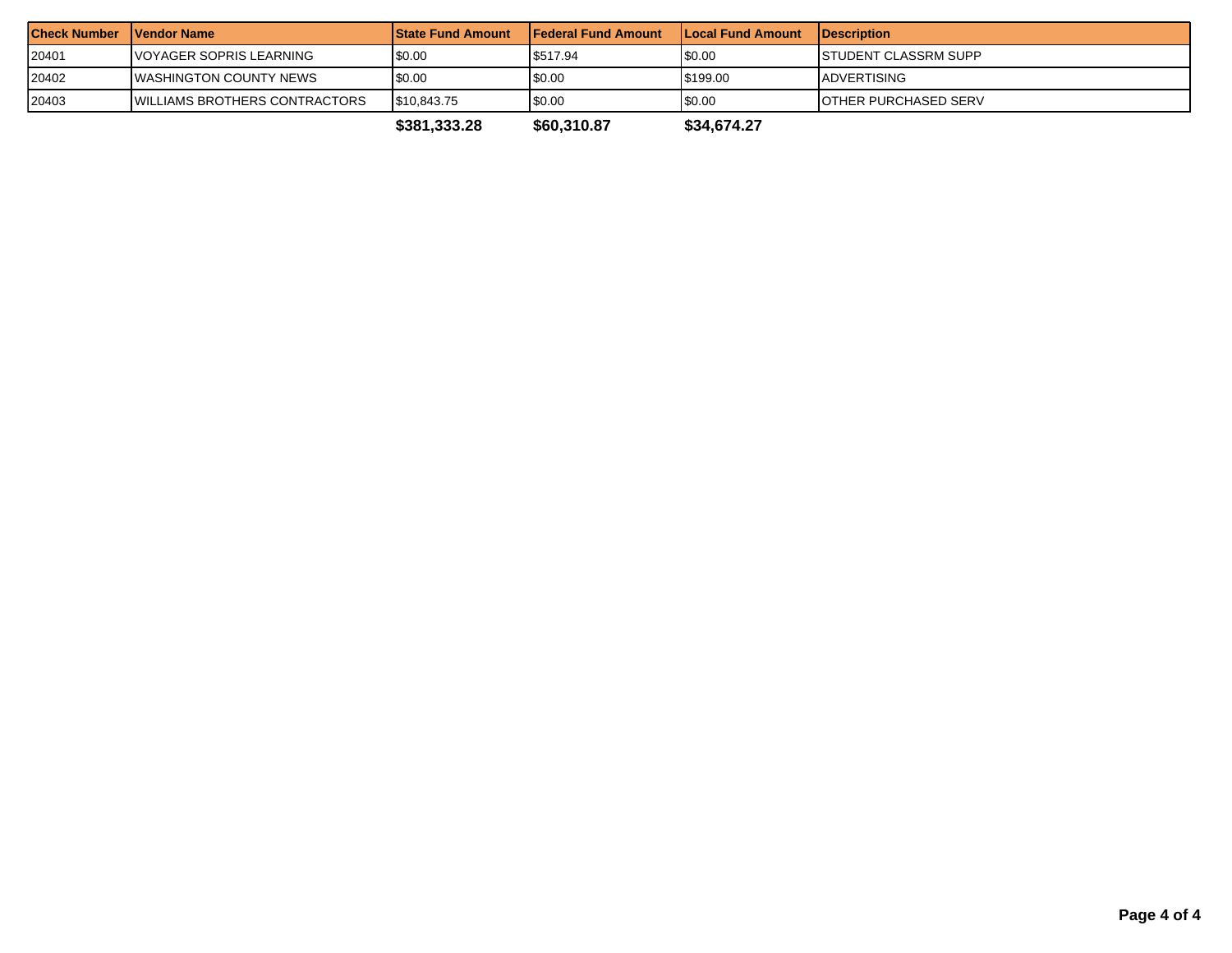| Check Number | Vendor Name | State Fund Amount | Federal Fund Amount | Local Fund Amount | Description |
| --- | --- | --- | --- | --- | --- |
| 20401 | VOYAGER SOPRIS LEARNING | $0.00 | $517.94 | $0.00 | STUDENT CLASSRM SUPP |
| 20402 | WASHINGTON COUNTY NEWS | $0.00 | $0.00 | $199.00 | ADVERTISING |
| 20403 | WILLIAMS BROTHERS CONTRACTORS | $10,843.75 | $0.00 | $0.00 | OTHER PURCHASED SERV |
| | | **$381,333.28** | **$60,310.87** | **$34,674.27** | |